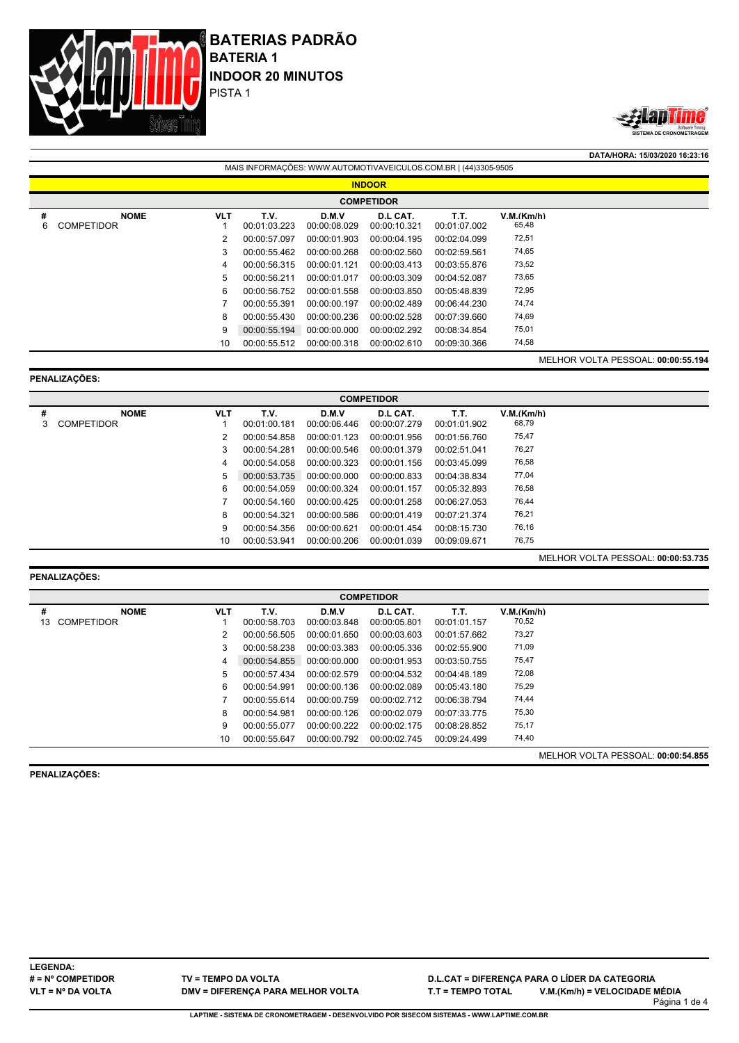# BATERIAS PADRÃO

## BATERIA 1

## INDOOR 20 MINUTOS

PISTA 1

**DATA/HORA: 15/03/2020 16:23:16**

MAIS INFORMAÇÕES: WWW.AUTOMOTIVAVEICULOS.COM.BR | (44)3305-9505

**INDOOR**

**COMPETIDOR**

| # | NOME | VLT | T.V. | D.M.V | D.L CAT. | T.T. | V.M.(Km/h) |
|---|---|---|---|---|---|---|---|
| 6 | COMPETIDOR | 1 | 00:01:03.223 | 00:00:08.029 | 00:00:10.321 | 00:01:07.002 | 65,48 |
| | | 2 | 00:00:57.097 | 00:00:01.903 | 00:00:04.195 | 00:02:04.099 | 72,51 |
| | | 3 | 00:00:55.462 | 00:00:00.268 | 00:00:02.560 | 00:02:59.561 | 74,65 |
| | | 4 | 00:00:56.315 | 00:00:01.121 | 00:00:03.413 | 00:03:55.876 | 73,52 |
| | | 5 | 00:00:56.211 | 00:00:01.017 | 00:00:03.309 | 00:04:52.087 | 73,65 |
| | | 6 | 00:00:56.752 | 00:00:01.558 | 00:00:03.850 | 00:05:48.839 | 72,95 |
| | | 7 | 00:00:55.391 | 00:00:00.197 | 00:00:02.489 | 00:06:44.230 | 74,74 |
| | | 8 | 00:00:55.430 | 00:00:00.236 | 00:00:02.528 | 00:07:39.660 | 74,69 |
| | | 9 | 00:00:55.194 | 00:00:00.000 | 00:00:02.292 | 00:08:34.854 | 75,01 |
| | | 10 | 00:00:55.512 | 00:00:00.318 | 00:00:02.610 | 00:09:30.366 | 74,58 |

MELHOR VOLTA PESSOAL: **00:00:55.194**

**PENALIZAÇÕES:**

**COMPETIDOR**

| # | NOME | VLT | T.V. | D.M.V | D.L CAT. | T.T. | V.M.(Km/h) |
|---|---|---|---|---|---|---|---|
| 3 | COMPETIDOR | 1 | 00:01:00.181 | 00:00:06.446 | 00:00:07.279 | 00:01:01.902 | 68,79 |
| | | 2 | 00:00:54.858 | 00:00:01.123 | 00:00:01.956 | 00:01:56.760 | 75,47 |
| | | 3 | 00:00:54.281 | 00:00:00.546 | 00:00:01.379 | 00:02:51.041 | 76,27 |
| | | 4 | 00:00:54.058 | 00:00:00.323 | 00:00:01.156 | 00:03:45.099 | 76,58 |
| | | 5 | 00:00:53.735 | 00:00:00.000 | 00:00:00.833 | 00:04:38.834 | 77,04 |
| | | 6 | 00:00:54.059 | 00:00:00.324 | 00:00:01.157 | 00:05:32.893 | 76,58 |
| | | 7 | 00:00:54.160 | 00:00:00.425 | 00:00:01.258 | 00:06:27.053 | 76,44 |
| | | 8 | 00:00:54.321 | 00:00:00.586 | 00:00:01.419 | 00:07:21.374 | 76,21 |
| | | 9 | 00:00:54.356 | 00:00:00.621 | 00:00:01.454 | 00:08:15.730 | 76,16 |
| | | 10 | 00:00:53.941 | 00:00:00.206 | 00:00:01.039 | 00:09:09.671 | 76,75 |

MELHOR VOLTA PESSOAL: **00:00:53.735**

**PENALIZAÇÕES:**

**COMPETIDOR**

| # | NOME | VLT | T.V. | D.M.V | D.L CAT. | T.T. | V.M.(Km/h) |
|---|---|---|---|---|---|---|---|
| 13 | COMPETIDOR | 1 | 00:00:58.703 | 00:00:03.848 | 00:00:05.801 | 00:01:01.157 | 70,52 |
| | | 2 | 00:00:56.505 | 00:00:01.650 | 00:00:03.603 | 00:01:57.662 | 73,27 |
| | | 3 | 00:00:58.238 | 00:00:03.383 | 00:00:05.336 | 00:02:55.900 | 71,09 |
| | | 4 | 00:00:54.855 | 00:00:00.000 | 00:00:01.953 | 00:03:50.755 | 75,47 |
| | | 5 | 00:00:57.434 | 00:00:02.579 | 00:00:04.532 | 00:04:48.189 | 72,08 |
| | | 6 | 00:00:54.991 | 00:00:00.136 | 00:00:02.089 | 00:05:43.180 | 75,29 |
| | | 7 | 00:00:55.614 | 00:00:00.759 | 00:00:02.712 | 00:06:38.794 | 74,44 |
| | | 8 | 00:00:54.981 | 00:00:00.126 | 00:00:02.079 | 00:07:33.775 | 75,30 |
| | | 9 | 00:00:55.077 | 00:00:00.222 | 00:00:02.175 | 00:08:28.852 | 75,17 |
| | | 10 | 00:00:55.647 | 00:00:00.792 | 00:00:02.745 | 00:09:24.499 | 74,40 |

MELHOR VOLTA PESSOAL: **00:00:54.855**

**PENALIZAÇÕES:**

**LEGENDA:**

**# = Nº COMPETIDOR** | **TV = TEMPO DA VOLTA** | **D.L.CAT = DIFERENÇA PARA O LÍDER DA CATEGORIA**

**VLT = Nº DA VOLTA** | **DMV = DIFERENÇA PARA MELHOR VOLTA** | **T.T = TEMPO TOTAL** | **V.M.(Km/h) = VELOCIDADE MÉDIA**

**LAPTIME - SISTEMA DE CRONOMETRAGEM - DESENVOLVIDO POR SISECOM SISTEMAS - WWW.LAPTIME.COM.BR**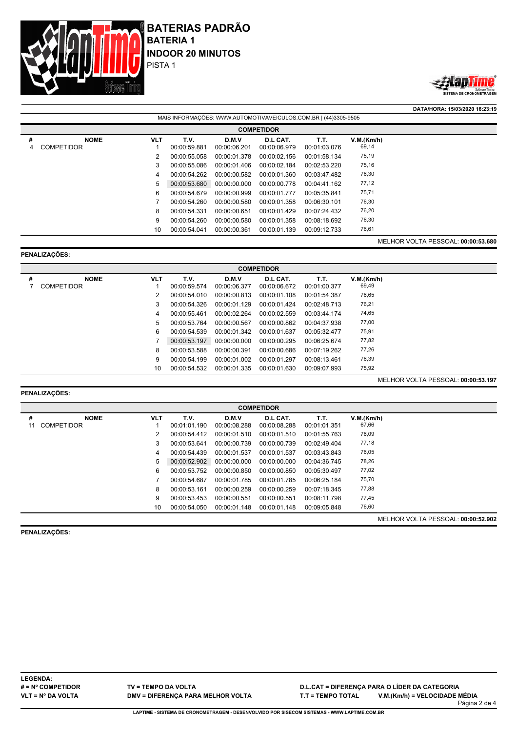# BATERIAS PADRÃO

## BATERIA 1

## INDOOR 20 MINUTOS

PISTA 1

**DATA/HORA: 15/03/2020 16:23:19**

MAIS INFORMAÇÕES: WWW.AUTOMOTIVAVEICULOS.COM.BR | (44)3305-9505

**COMPETIDOR**

| # | NOME | VLT | T.V. | D.M.V | D.L CAT. | T.T. | V.M.(Km/h) |
|---|---|---|---|---|---|---|---|
| 4 | COMPETIDOR | 1 | 00:00:59.881 | 00:00:06.201 | 00:00:06.979 | 00:01:03.076 | 69,14 |
| | | 2 | 00:00:55.058 | 00:00:01.378 | 00:00:02.156 | 00:01:58.134 | 75,19 |
| | | 3 | 00:00:55.086 | 00:00:01.406 | 00:00:02.184 | 00:02:53.220 | 75,16 |
| | | 4 | 00:00:54.262 | 00:00:00.582 | 00:00:01.360 | 00:03:47.482 | 76,30 |
| | | 5 | 00:00:53.680 | 00:00:00.000 | 00:00:00.778 | 00:04:41.162 | 77,12 |
| | | 6 | 00:00:54.679 | 00:00:00.999 | 00:00:01.777 | 00:05:35.841 | 75,71 |
| | | 7 | 00:00:54.260 | 00:00:00.580 | 00:00:01.358 | 00:06:30.101 | 76,30 |
| | | 8 | 00:00:54.331 | 00:00:00.651 | 00:00:01.429 | 00:07:24.432 | 76,20 |
| | | 9 | 00:00:54.260 | 00:00:00.580 | 00:00:01.358 | 00:08:18.692 | 76,30 |
| | | 10 | 00:00:54.041 | 00:00:00.361 | 00:00:01.139 | 00:09:12.733 | 76,61 |

MELHOR VOLTA PESSOAL: **00:00:53.680**

**PENALIZAÇÕES:**

**COMPETIDOR**

| # | NOME | VLT | T.V. | D.M.V | D.L CAT. | T.T. | V.M.(Km/h) |
|---|---|---|---|---|---|---|---|
| 7 | COMPETIDOR | 1 | 00:00:59.574 | 00:00:06.377 | 00:00:06.672 | 00:01:00.377 | 69,49 |
| | | 2 | 00:00:54.010 | 00:00:00.813 | 00:00:01.108 | 00:01:54.387 | 76,65 |
| | | 3 | 00:00:54.326 | 00:00:01.129 | 00:00:01.424 | 00:02:48.713 | 76,21 |
| | | 4 | 00:00:55.461 | 00:00:02.264 | 00:00:02.559 | 00:03:44.174 | 74,65 |
| | | 5 | 00:00:53.764 | 00:00:00.567 | 00:00:00.862 | 00:04:37.938 | 77,00 |
| | | 6 | 00:00:54.539 | 00:00:01.342 | 00:00:01.637 | 00:05:32.477 | 75,91 |
| | | 7 | 00:00:53.197 | 00:00:00.000 | 00:00:00.295 | 00:06:25.674 | 77,82 |
| | | 8 | 00:00:53.588 | 00:00:00.391 | 00:00:00.686 | 00:07:19.262 | 77,26 |
| | | 9 | 00:00:54.199 | 00:00:01.002 | 00:00:01.297 | 00:08:13.461 | 76,39 |
| | | 10 | 00:00:54.532 | 00:00:01.335 | 00:00:01.630 | 00:09:07.993 | 75,92 |

MELHOR VOLTA PESSOAL: **00:00:53.197**

**PENALIZAÇÕES:**

**COMPETIDOR**

| # | NOME | VLT | T.V. | D.M.V | D.L CAT. | T.T. | V.M.(Km/h) |
|---|---|---|---|---|---|---|---|
| 11 | COMPETIDOR | 1 | 00:01:01.190 | 00:00:08.288 | 00:00:08.288 | 00:01:01.351 | 67,66 |
| | | 2 | 00:00:54.412 | 00:00:01.510 | 00:00:01.510 | 00:01:55.763 | 76,09 |
| | | 3 | 00:00:53.641 | 00:00:00.739 | 00:00:00.739 | 00:02:49.404 | 77,18 |
| | | 4 | 00:00:54.439 | 00:00:01.537 | 00:00:01.537 | 00:03:43.843 | 76,05 |
| | | 5 | 00:00:52.902 | 00:00:00.000 | 00:00:00.000 | 00:04:36.745 | 78,26 |
| | | 6 | 00:00:53.752 | 00:00:00.850 | 00:00:00.850 | 00:05:30.497 | 77,02 |
| | | 7 | 00:00:54.687 | 00:00:01.785 | 00:00:01.785 | 00:06:25.184 | 75,70 |
| | | 8 | 00:00:53.161 | 00:00:00.259 | 00:00:00.259 | 00:07:18.345 | 77,88 |
| | | 9 | 00:00:53.453 | 00:00:00.551 | 00:00:00.551 | 00:08:11.798 | 77,45 |
| | | 10 | 00:00:54.050 | 00:00:01.148 | 00:00:01.148 | 00:09:05.848 | 76,60 |

MELHOR VOLTA PESSOAL: **00:00:52.902**

**PENALIZAÇÕES:**

**LEGENDA:**

**# = Nº COMPETIDOR**
**VLT = Nº DA VOLTA**
**TV = TEMPO DA VOLTA**
**DMV = DIFERENÇA PARA MELHOR VOLTA**
**D.L.CAT = DIFERENÇA PARA O LÍDER DA CATEGORIA**
**T.T = TEMPO TOTAL**
**V.M.(Km/h) = VELOCIDADE MÉDIA**

**LAPTIME - SISTEMA DE CRONOMETRAGEM - DESENVOLVIDO POR SISECOM SISTEMAS - WWW.LAPTIME.COM.BR**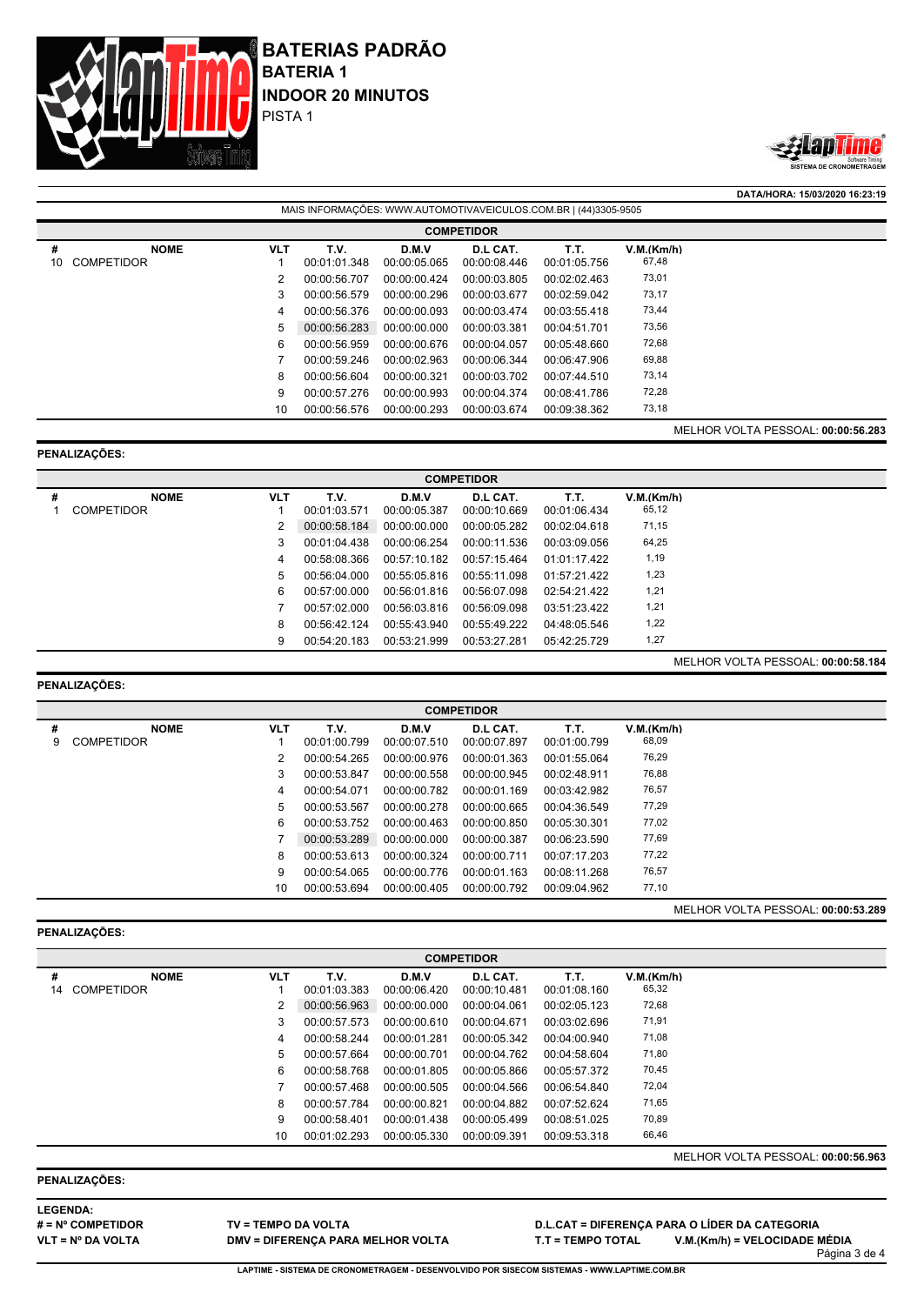# BATERIAS PADRÃO

## BATERIA 1

## INDOOR 20 MINUTOS

PISTA 1

**DATA/HORA: 15/03/2020 16:23:19**

MAIS INFORMAÇÕES: WWW.AUTOMOTIVAVEICULOS.COM.BR | (44)3305-9505

**COMPETIDOR**

| # | NOME | VLT | T.V. | D.M.V | D.L CAT. | T.T. | V.M.(Km/h) |
|---|---|---|---|---|---|---|---|
| 10 | COMPETIDOR | 1 | 00:01:01.348 | 00:00:05.065 | 00:00:08.446 | 00:01:05.756 | 67,48 |
| | | 2 | 00:00:56.707 | 00:00:00.424 | 00:00:03.805 | 00:02:02.463 | 73,01 |
| | | 3 | 00:00:56.579 | 00:00:00.296 | 00:00:03.677 | 00:02:59.042 | 73,17 |
| | | 4 | 00:00:56.376 | 00:00:00.093 | 00:00:03.474 | 00:03:55.418 | 73,44 |
| | | 5 | 00:00:56.283 | 00:00:00.000 | 00:00:03.381 | 00:04:51.701 | 73,56 |
| | | 6 | 00:00:56.959 | 00:00:00.676 | 00:00:04.057 | 00:05:48.660 | 72,68 |
| | | 7 | 00:00:59.246 | 00:00:02.963 | 00:00:06.344 | 00:06:47.906 | 69,88 |
| | | 8 | 00:00:56.604 | 00:00:00.321 | 00:00:03.702 | 00:07:44.510 | 73,14 |
| | | 9 | 00:00:57.276 | 00:00:00.993 | 00:00:04.374 | 00:08:41.786 | 72,28 |
| | | 10 | 00:00:56.576 | 00:00:00.293 | 00:00:03.674 | 00:09:38.362 | 73,18 |

MELHOR VOLTA PESSOAL: **00:00:56.283**

**PENALIZAÇÕES:**

**COMPETIDOR**

| # | NOME | VLT | T.V. | D.M.V | D.L CAT. | T.T. | V.M.(Km/h) |
|---|---|---|---|---|---|---|---|
| 1 | COMPETIDOR | 1 | 00:01:03.571 | 00:00:05.387 | 00:00:10.669 | 00:01:06.434 | 65,12 |
| | | 2 | 00:00:58.184 | 00:00:00.000 | 00:00:05.282 | 00:02:04.618 | 71,15 |
| | | 3 | 00:01:04.438 | 00:00:06.254 | 00:00:11.536 | 00:03:09.056 | 64,25 |
| | | 4 | 00:58:08.366 | 00:57:10.182 | 00:57:15.464 | 01:01:17.422 | 1,19 |
| | | 5 | 00:56:04.000 | 00:55:05.816 | 00:55:11.098 | 01:57:21.422 | 1,23 |
| | | 6 | 00:57:00.000 | 00:56:01.816 | 00:56:07.098 | 02:54:21.422 | 1,21 |
| | | 7 | 00:57:02.000 | 00:56:03.816 | 00:56:09.098 | 03:51:23.422 | 1,21 |
| | | 8 | 00:56:42.124 | 00:55:43.940 | 00:55:49.222 | 04:48:05.546 | 1,22 |
| | | 9 | 00:54:20.183 | 00:53:21.999 | 00:53:27.281 | 05:42:25.729 | 1,27 |

MELHOR VOLTA PESSOAL: **00:00:58.184**

**PENALIZAÇÕES:**

**COMPETIDOR**

| # | NOME | VLT | T.V. | D.M.V | D.L CAT. | T.T. | V.M.(Km/h) |
|---|---|---|---|---|---|---|---|
| 9 | COMPETIDOR | 1 | 00:01:00.799 | 00:00:07.510 | 00:00:07.897 | 00:01:00.799 | 68,09 |
| | | 2 | 00:00:54.265 | 00:00:00.976 | 00:00:01.363 | 00:01:55.064 | 76,29 |
| | | 3 | 00:00:53.847 | 00:00:00.558 | 00:00:00.945 | 00:02:48.911 | 76,88 |
| | | 4 | 00:00:54.071 | 00:00:00.782 | 00:00:01.169 | 00:03:42.982 | 76,57 |
| | | 5 | 00:00:53.567 | 00:00:00.278 | 00:00:00.665 | 00:04:36.549 | 77,29 |
| | | 6 | 00:00:53.752 | 00:00:00.463 | 00:00:00.850 | 00:05:30.301 | 77,02 |
| | | 7 | 00:00:53.289 | 00:00:00.000 | 00:00:00.387 | 00:06:23.590 | 77,69 |
| | | 8 | 00:00:53.613 | 00:00:00.324 | 00:00:00.711 | 00:07:17.203 | 77,22 |
| | | 9 | 00:00:54.065 | 00:00:00.776 | 00:00:01.163 | 00:08:11.268 | 76,57 |
| | | 10 | 00:00:53.694 | 00:00:00.405 | 00:00:00.792 | 00:09:04.962 | 77,10 |

MELHOR VOLTA PESSOAL: **00:00:53.289**

**PENALIZAÇÕES:**

**COMPETIDOR**

| # | NOME | VLT | T.V. | D.M.V | D.L CAT. | T.T. | V.M.(Km/h) |
|---|---|---|---|---|---|---|---|
| 14 | COMPETIDOR | 1 | 00:01:03.383 | 00:00:06.420 | 00:00:10.481 | 00:01:08.160 | 65,32 |
| | | 2 | 00:00:56.963 | 00:00:00.000 | 00:00:04.061 | 00:02:05.123 | 72,68 |
| | | 3 | 00:00:57.573 | 00:00:00.610 | 00:00:04.671 | 00:03:02.696 | 71,91 |
| | | 4 | 00:00:58.244 | 00:00:01.281 | 00:00:05.342 | 00:04:00.940 | 71,08 |
| | | 5 | 00:00:57.664 | 00:00:00.701 | 00:00:04.762 | 00:04:58.604 | 71,80 |
| | | 6 | 00:00:58.768 | 00:00:01.805 | 00:00:05.866 | 00:05:57.372 | 70,45 |
| | | 7 | 00:00:57.468 | 00:00:00.505 | 00:00:04.566 | 00:06:54.840 | 72,04 |
| | | 8 | 00:00:57.784 | 00:00:00.821 | 00:00:04.882 | 00:07:52.624 | 71,65 |
| | | 9 | 00:00:58.401 | 00:00:01.438 | 00:00:05.499 | 00:08:51.025 | 70,89 |
| | | 10 | 00:01:02.293 | 00:00:05.330 | 00:00:09.391 | 00:09:53.318 | 66,46 |

MELHOR VOLTA PESSOAL: **00:00:56.963**

**PENALIZAÇÕES:**

**LEGENDA:**

**# = Nº COMPETIDOR**
**VLT = Nº DA VOLTA**
**TV = TEMPO DA VOLTA**
**DMV = DIFERENÇA PARA MELHOR VOLTA**
**D.L.CAT = DIFERENÇA PARA O LÍDER DA CATEGORIA**
**T.T = TEMPO TOTAL**
**V.M.(Km/h) = VELOCIDADE MÉDIA**

**LAPTIME - SISTEMA DE CRONOMETRAGEM - DESENVOLVIDO POR SISECOM SISTEMAS - WWW.LAPTIME.COM.BR**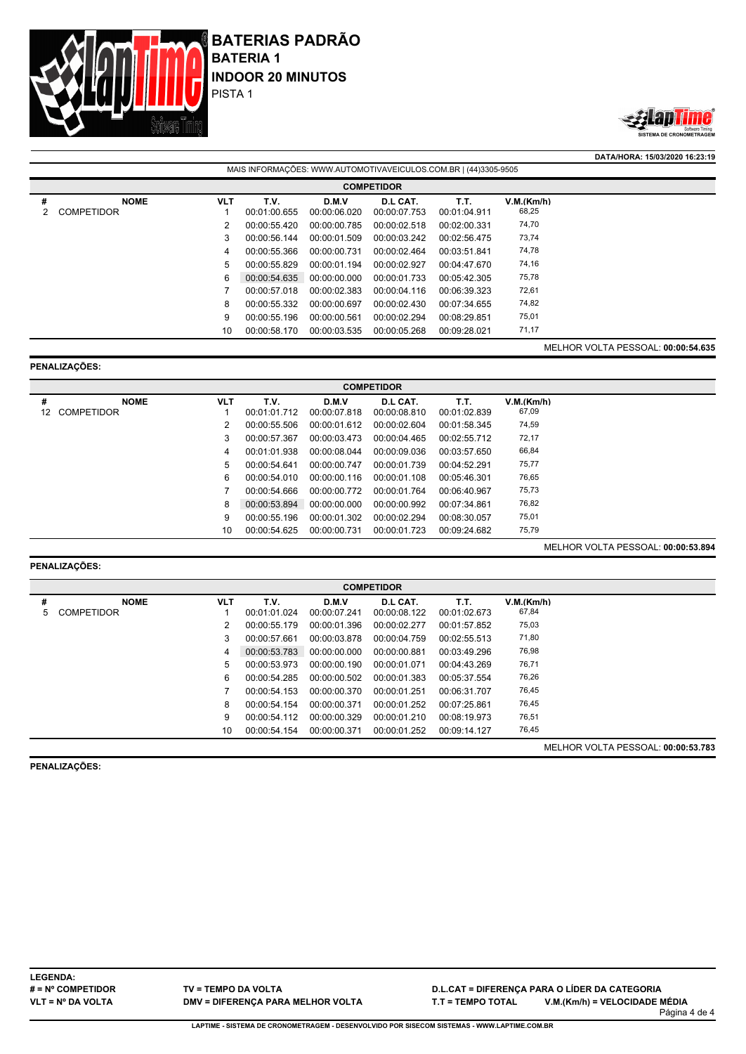# BATERIAS PADRÃO
## BATERIA 1
## INDOOR 20 MINUTOS
PISTA 1

**DATA/HORA: 15/03/2020 16:23:19**

MAIS INFORMAÇÕES: WWW.AUTOMOTIVAVEICULOS.COM.BR | (44)3305-9505

**COMPETIDOR**

| # | NOME | VLT | T.V. | D.M.V | D.L CAT. | T.T. | V.M.(Km/h) |
|---|---|---|---|---|---|---|---|
| 2 | COMPETIDOR | 1 | 00:01:00.655 | 00:00:06.020 | 00:00:07.753 | 00:01:04.911 | 68,25 |
| | | 2 | 00:00:55.420 | 00:00:00.785 | 00:00:02.518 | 00:02:00.331 | 74,70 |
| | | 3 | 00:00:56.144 | 00:00:01.509 | 00:00:03.242 | 00:02:56.475 | 73,74 |
| | | 4 | 00:00:55.366 | 00:00:00.731 | 00:00:02.464 | 00:03:51.841 | 74,78 |
| | | 5 | 00:00:55.829 | 00:00:01.194 | 00:00:02.927 | 00:04:47.670 | 74,16 |
| | | 6 | 00:00:54.635 | 00:00:00.000 | 00:00:01.733 | 00:05:42.305 | 75,78 |
| | | 7 | 00:00:57.018 | 00:00:02.383 | 00:00:04.116 | 00:06:39.323 | 72,61 |
| | | 8 | 00:00:55.332 | 00:00:00.697 | 00:00:02.430 | 00:07:34.655 | 74,82 |
| | | 9 | 00:00:55.196 | 00:00:00.561 | 00:00:02.294 | 00:08:29.851 | 75,01 |
| | | 10 | 00:00:58.170 | 00:00:03.535 | 00:00:05.268 | 00:09:28.021 | 71,17 |

MELHOR VOLTA PESSOAL: **00:00:54.635**

**PENALIZAÇÕES:**

**COMPETIDOR**

| # | NOME | VLT | T.V. | D.M.V | D.L CAT. | T.T. | V.M.(Km/h) |
|---|---|---|---|---|---|---|---|
| 12 | COMPETIDOR | 1 | 00:01:01.712 | 00:00:07.818 | 00:00:08.810 | 00:01:02.839 | 67,09 |
| | | 2 | 00:00:55.506 | 00:00:01.612 | 00:00:02.604 | 00:01:58.345 | 74,59 |
| | | 3 | 00:00:57.367 | 00:00:03.473 | 00:00:04.465 | 00:02:55.712 | 72,17 |
| | | 4 | 00:01:01.938 | 00:00:08.044 | 00:00:09.036 | 00:03:57.650 | 66,84 |
| | | 5 | 00:00:54.641 | 00:00:00.747 | 00:00:01.739 | 00:04:52.291 | 75,77 |
| | | 6 | 00:00:54.010 | 00:00:00.116 | 00:00:01.108 | 00:05:46.301 | 76,65 |
| | | 7 | 00:00:54.666 | 00:00:00.772 | 00:00:01.764 | 00:06:40.967 | 75,73 |
| | | 8 | 00:00:53.894 | 00:00:00.000 | 00:00:00.992 | 00:07:34.861 | 76,82 |
| | | 9 | 00:00:55.196 | 00:00:01.302 | 00:00:02.294 | 00:08:30.057 | 75,01 |
| | | 10 | 00:00:54.625 | 00:00:00.731 | 00:00:01.723 | 00:09:24.682 | 75,79 |

MELHOR VOLTA PESSOAL: **00:00:53.894**

**PENALIZAÇÕES:**

**COMPETIDOR**

| # | NOME | VLT | T.V. | D.M.V | D.L CAT. | T.T. | V.M.(Km/h) |
|---|---|---|---|---|---|---|---|
| 5 | COMPETIDOR | 1 | 00:01:01.024 | 00:00:07.241 | 00:00:08.122 | 00:01:02.673 | 67,84 |
| | | 2 | 00:00:55.179 | 00:00:01.396 | 00:00:02.277 | 00:01:57.852 | 75,03 |
| | | 3 | 00:00:57.661 | 00:00:03.878 | 00:00:04.759 | 00:02:55.513 | 71,80 |
| | | 4 | 00:00:53.783 | 00:00:00.000 | 00:00:00.881 | 00:03:49.296 | 76,98 |
| | | 5 | 00:00:53.973 | 00:00:00.190 | 00:00:01.071 | 00:04:43.269 | 76,71 |
| | | 6 | 00:00:54.285 | 00:00:00.502 | 00:00:01.383 | 00:05:37.554 | 76,26 |
| | | 7 | 00:00:54.153 | 00:00:00.370 | 00:00:01.251 | 00:06:31.707 | 76,45 |
| | | 8 | 00:00:54.154 | 00:00:00.371 | 00:00:01.252 | 00:07:25.861 | 76,45 |
| | | 9 | 00:00:54.112 | 00:00:00.329 | 00:00:01.210 | 00:08:19.973 | 76,51 |
| | | 10 | 00:00:54.154 | 00:00:00.371 | 00:00:01.252 | 00:09:14.127 | 76,45 |

MELHOR VOLTA PESSOAL: **00:00:53.783**

**PENALIZAÇÕES:**

**LEGENDA:**
**# = Nº COMPETIDOR** **TV = TEMPO DA VOLTA** **D.L.CAT = DIFERENÇA PARA O LÍDER DA CATEGORIA**
**VLT = Nº DA VOLTA** **DMV = DIFERENÇA PARA MELHOR VOLTA** **T.T = TEMPO TOTAL** **V.M.(Km/h) = VELOCIDADE MÉDIA**

**LAPTIME - SISTEMA DE CRONOMETRAGEM - DESENVOLVIDO POR SISECOM SISTEMAS - WWW.LAPTIME.COM.BR**